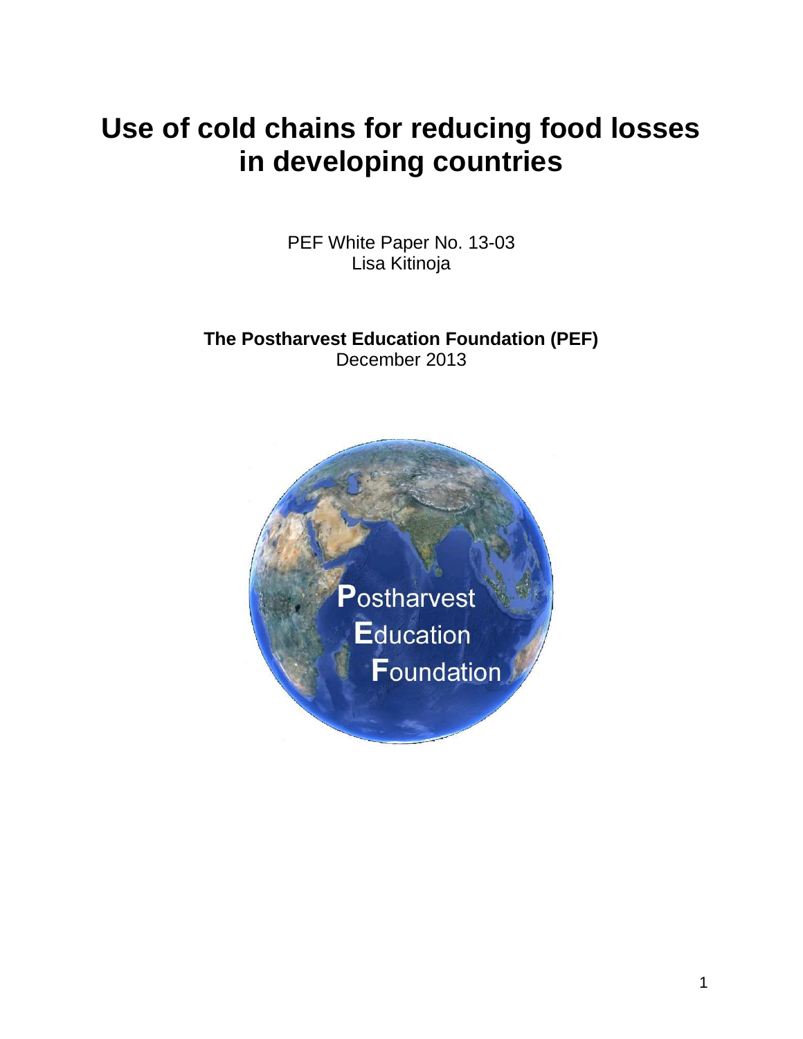# Use of cold chains for reducing food losses in developing countries

PEF White Paper No. 13-03
Lisa Kitinoja

**The Postharvest Education Foundation (PEF)**
December 2013

Postharvest
Education
Foundation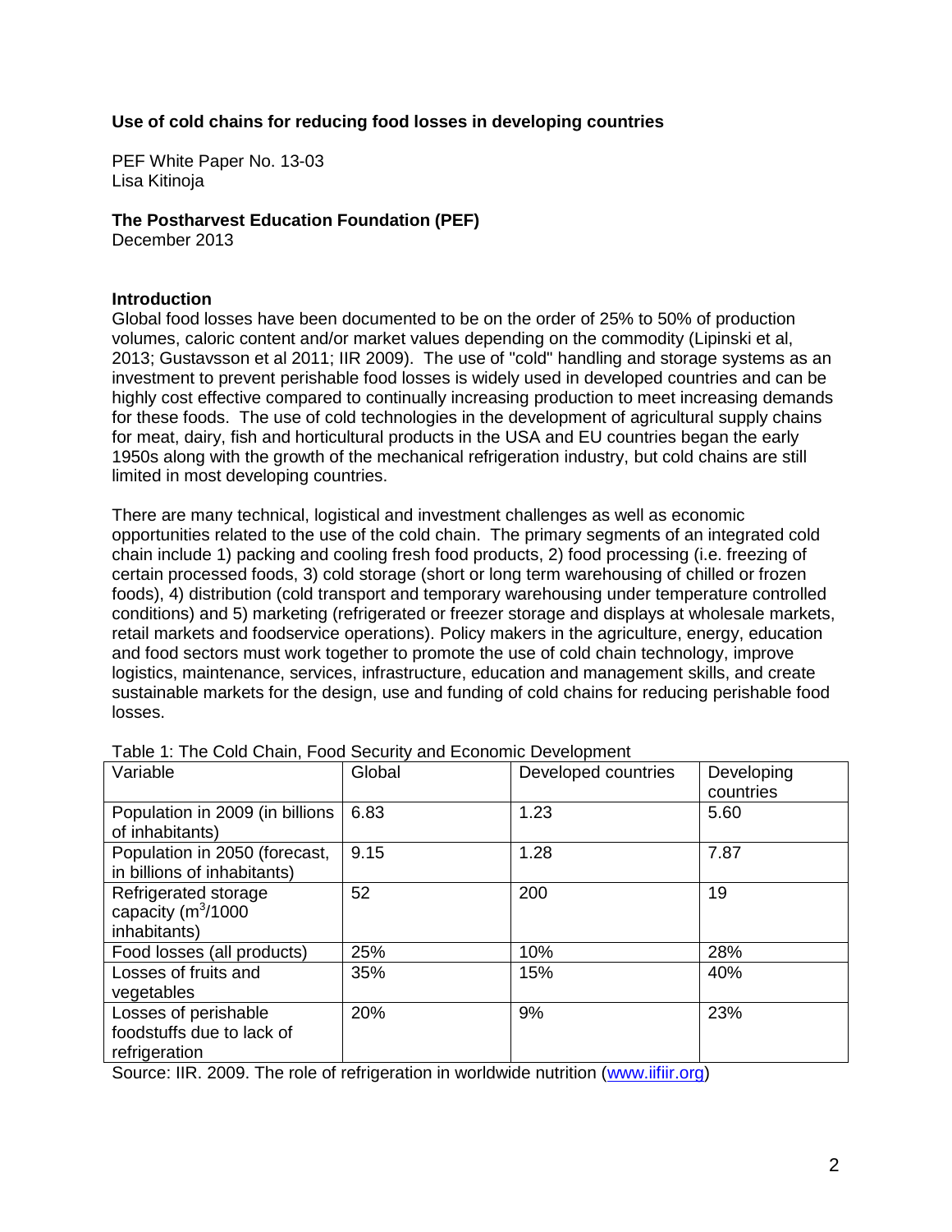**Use of cold chains for reducing food losses in developing countries**

PEF White Paper No. 13-03
Lisa Kitinoja

**The Postharvest Education Foundation (PEF)**
December 2013

**Introduction**
Global food losses have been documented to be on the order of 25% to 50% of production volumes, caloric content and/or market values depending on the commodity (Lipinski et al, 2013; Gustavsson et al 2011; IIR 2009). The use of "cold" handling and storage systems as an investment to prevent perishable food losses is widely used in developed countries and can be highly cost effective compared to continually increasing production to meet increasing demands for these foods. The use of cold technologies in the development of agricultural supply chains for meat, dairy, fish and horticultural products in the USA and EU countries began the early 1950s along with the growth of the mechanical refrigeration industry, but cold chains are still limited in most developing countries.

There are many technical, logistical and investment challenges as well as economic opportunities related to the use of the cold chain. The primary segments of an integrated cold chain include 1) packing and cooling fresh food products, 2) food processing (i.e. freezing of certain processed foods, 3) cold storage (short or long term warehousing of chilled or frozen foods), 4) distribution (cold transport and temporary warehousing under temperature controlled conditions) and 5) marketing (refrigerated or freezer storage and displays at wholesale markets, retail markets and foodservice operations). Policy makers in the agriculture, energy, education and food sectors must work together to promote the use of cold chain technology, improve logistics, maintenance, services, infrastructure, education and management skills, and create sustainable markets for the design, use and funding of cold chains for reducing perishable food losses.

Table 1: The Cold Chain, Food Security and Economic Development

| Variable | Global | Developed countries | Developing countries |
|---|---|---|---|
| Population in 2009 (in billions of inhabitants) | 6.83 | 1.23 | 5.60 |
| Population in 2050 (forecast, in billions of inhabitants) | 9.15 | 1.28 | 7.87 |
| Refrigerated storage capacity ($m^3$/1000 inhabitants) | 52 | 200 | 19 |
| Food losses (all products) | 25% | 10% | 28% |
| Losses of fruits and vegetables | 35% | 15% | 40% |
| Losses of perishable foodstuffs due to lack of refrigeration | 20% | 9% | 23% |

Source: IIR. 2009. The role of refrigeration in worldwide nutrition (www.iifiir.org)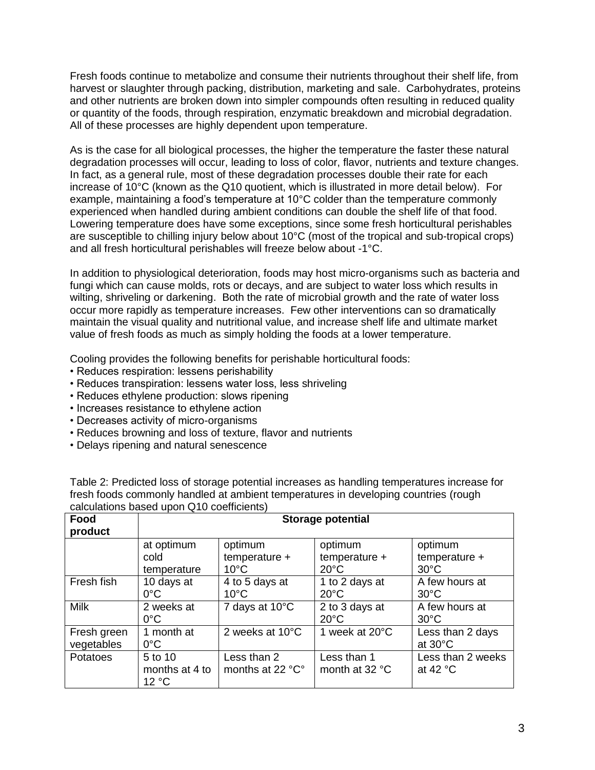Fresh foods continue to metabolize and consume their nutrients throughout their shelf life, from harvest or slaughter through packing, distribution, marketing and sale. Carbohydrates, proteins and other nutrients are broken down into simpler compounds often resulting in reduced quality or quantity of the foods, through respiration, enzymatic breakdown and microbial degradation. All of these processes are highly dependent upon temperature.

As is the case for all biological processes, the higher the temperature the faster these natural degradation processes will occur, leading to loss of color, flavor, nutrients and texture changes. In fact, as a general rule, most of these degradation processes double their rate for each increase of 10°C (known as the Q10 quotient, which is illustrated in more detail below). For example, maintaining a food's temperature at 10°C colder than the temperature commonly experienced when handled during ambient conditions can double the shelf life of that food. Lowering temperature does have some exceptions, since some fresh horticultural perishables are susceptible to chilling injury below about 10°C (most of the tropical and sub-tropical crops) and all fresh horticultural perishables will freeze below about -1°C.

In addition to physiological deterioration, foods may host micro-organisms such as bacteria and fungi which can cause molds, rots or decays, and are subject to water loss which results in wilting, shriveling or darkening. Both the rate of microbial growth and the rate of water loss occur more rapidly as temperature increases. Few other interventions can so dramatically maintain the visual quality and nutritional value, and increase shelf life and ultimate market value of fresh foods as much as simply holding the foods at a lower temperature.

Cooling provides the following benefits for perishable horticultural foods:

- Reduces respiration: lessens perishability
- Reduces transpiration: lessens water loss, less shriveling
- Reduces ethylene production: slows ripening
- Increases resistance to ethylene action
- Decreases activity of micro-organisms
- Reduces browning and loss of texture, flavor and nutrients
- Delays ripening and natural senescence

Table 2: Predicted loss of storage potential increases as handling temperatures increase for fresh foods commonly handled at ambient temperatures in developing countries (rough calculations based upon Q10 coefficients)

| Food product | Storage potential | | | |
|---|---|---|---|---|
| | at optimum cold temperature | optimum temperature + 10°C | optimum temperature + 20°C | optimum temperature + 30°C |
| Fresh fish | 10 days at 0°C | 4 to 5 days at 10°C | 1 to 2 days at 20°C | A few hours at 30°C |
| Milk | 2 weeks at 0°C | 7 days at 10°C | 2 to 3 days at 20°C | A few hours at 30°C |
| Fresh green vegetables | 1 month at 0°C | 2 weeks at 10°C | 1 week at 20°C | Less than 2 days at 30°C |
| Potatoes | 5 to 10 months at 4 to 12 °C | Less than 2 months at 22 °C° | Less than 1 month at 32 °C | Less than 2 weeks at 42 °C |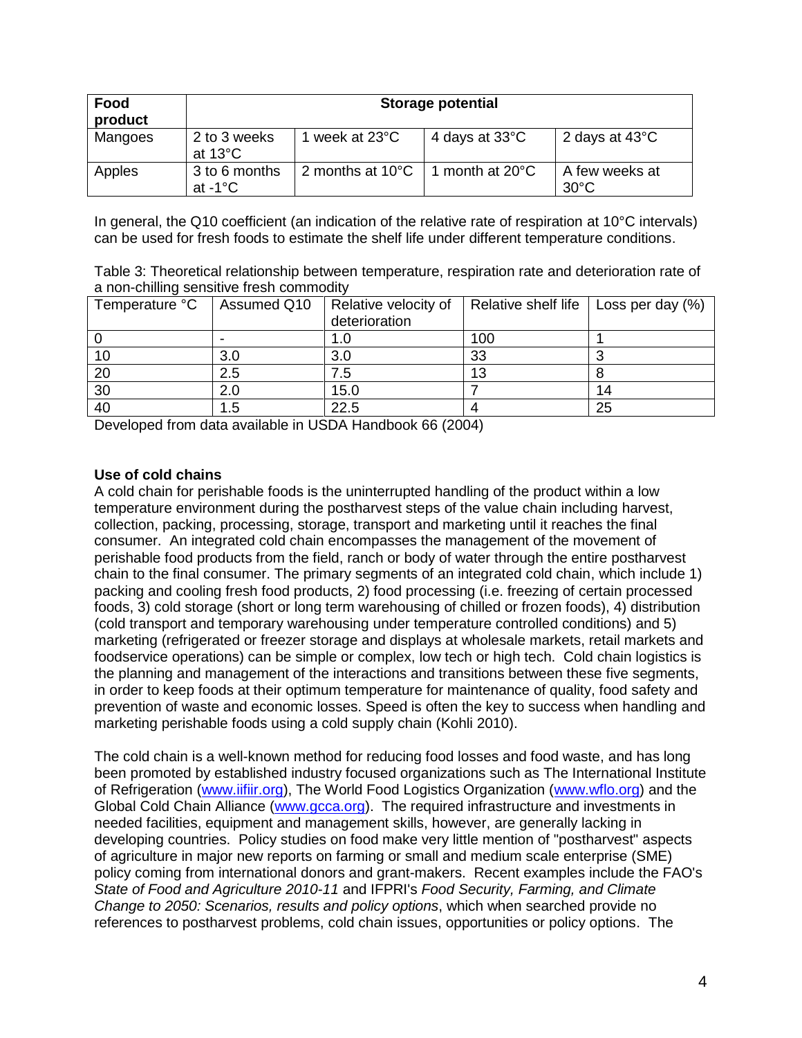| Food product | Storage potential | | | |
| --- | --- | --- | --- | --- |
| Mangoes | 2 to 3 weeks at 13°C | 1 week at 23°C | 4 days at 33°C | 2 days at 43°C |
| Apples | 3 to 6 months at -1°C | 2 months at 10°C | 1 month at 20°C | A few weeks at 30°C |

In general, the Q10 coefficient (an indication of the relative rate of respiration at 10°C intervals) can be used for fresh foods to estimate the shelf life under different temperature conditions.

Table 3: Theoretical relationship between temperature, respiration rate and deterioration rate of a non-chilling sensitive fresh commodity

| Temperature °C | Assumed Q10 | Relative velocity of deterioration | Relative shelf life | Loss per day (%) |
| --- | --- | --- | --- | --- |
| 0 | - | 1.0 | 100 | 1 |
| 10 | 3.0 | 3.0 | 33 | 3 |
| 20 | 2.5 | 7.5 | 13 | 8 |
| 30 | 2.0 | 15.0 | 7 | 14 |
| 40 | 1.5 | 22.5 | 4 | 25 |

Developed from data available in USDA Handbook 66 (2004)

**Use of cold chains**

A cold chain for perishable foods is the uninterrupted handling of the product within a low temperature environment during the postharvest steps of the value chain including harvest, collection, packing, processing, storage, transport and marketing until it reaches the final consumer. An integrated cold chain encompasses the management of the movement of perishable food products from the field, ranch or body of water through the entire postharvest chain to the final consumer. The primary segments of an integrated cold chain, which include 1) packing and cooling fresh food products, 2) food processing (i.e. freezing of certain processed foods, 3) cold storage (short or long term warehousing of chilled or frozen foods), 4) distribution (cold transport and temporary warehousing under temperature controlled conditions) and 5) marketing (refrigerated or freezer storage and displays at wholesale markets, retail markets and foodservice operations) can be simple or complex, low tech or high tech. Cold chain logistics is the planning and management of the interactions and transitions between these five segments, in order to keep foods at their optimum temperature for maintenance of quality, food safety and prevention of waste and economic losses. Speed is often the key to success when handling and marketing perishable foods using a cold supply chain (Kohli 2010).

The cold chain is a well-known method for reducing food losses and food waste, and has long been promoted by established industry focused organizations such as The International Institute of Refrigeration (www.iifiir.org), The World Food Logistics Organization (www.wflo.org) and the Global Cold Chain Alliance (www.gcca.org). The required infrastructure and investments in needed facilities, equipment and management skills, however, are generally lacking in developing countries. Policy studies on food make very little mention of "postharvest" aspects of agriculture in major new reports on farming or small and medium scale enterprise (SME) policy coming from international donors and grant-makers. Recent examples include the FAO's *State of Food and Agriculture 2010-11* and IFPRI's *Food Security, Farming, and Climate Change to 2050: Scenarios, results and policy options*, which when searched provide no references to postharvest problems, cold chain issues, opportunities or policy options. The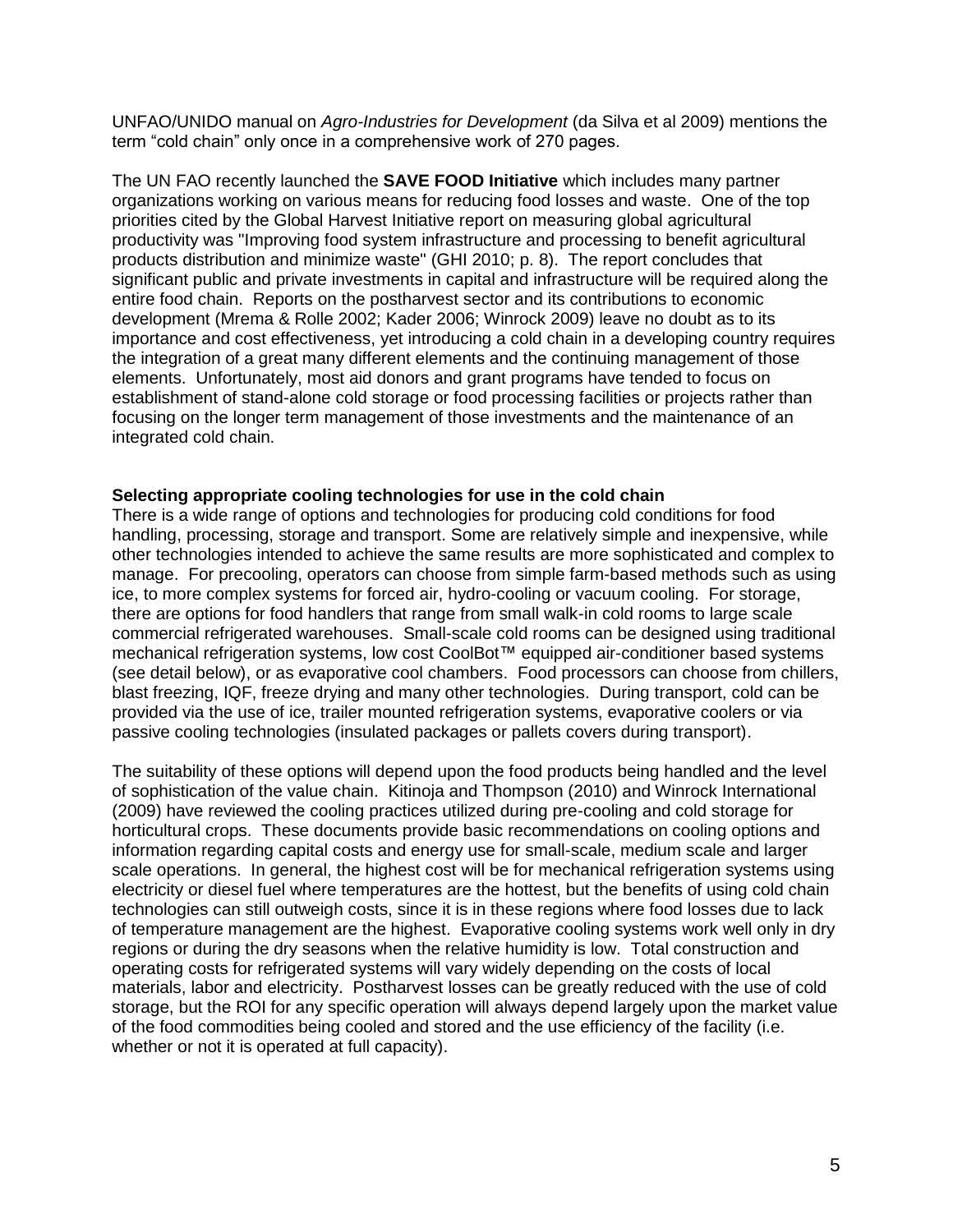UNFAO/UNIDO manual on *Agro-Industries for Development* (da Silva et al 2009) mentions the term “cold chain” only once in a comprehensive work of 270 pages.

The UN FAO recently launched the **SAVE FOOD Initiative** which includes many partner organizations working on various means for reducing food losses and waste. One of the top priorities cited by the Global Harvest Initiative report on measuring global agricultural productivity was "Improving food system infrastructure and processing to benefit agricultural products distribution and minimize waste" (GHI 2010; p. 8). The report concludes that significant public and private investments in capital and infrastructure will be required along the entire food chain. Reports on the postharvest sector and its contributions to economic development (Mrema & Rolle 2002; Kader 2006; Winrock 2009) leave no doubt as to its importance and cost effectiveness, yet introducing a cold chain in a developing country requires the integration of a great many different elements and the continuing management of those elements. Unfortunately, most aid donors and grant programs have tended to focus on establishment of stand-alone cold storage or food processing facilities or projects rather than focusing on the longer term management of those investments and the maintenance of an integrated cold chain.

**Selecting appropriate cooling technologies for use in the cold chain**

There is a wide range of options and technologies for producing cold conditions for food handling, processing, storage and transport. Some are relatively simple and inexpensive, while other technologies intended to achieve the same results are more sophisticated and complex to manage. For precooling, operators can choose from simple farm-based methods such as using ice, to more complex systems for forced air, hydro-cooling or vacuum cooling. For storage, there are options for food handlers that range from small walk-in cold rooms to large scale commercial refrigerated warehouses. Small-scale cold rooms can be designed using traditional mechanical refrigeration systems, low cost CoolBot™ equipped air-conditioner based systems (see detail below), or as evaporative cool chambers. Food processors can choose from chillers, blast freezing, IQF, freeze drying and many other technologies. During transport, cold can be provided via the use of ice, trailer mounted refrigeration systems, evaporative coolers or via passive cooling technologies (insulated packages or pallets covers during transport).

The suitability of these options will depend upon the food products being handled and the level of sophistication of the value chain. Kitinoja and Thompson (2010) and Winrock International (2009) have reviewed the cooling practices utilized during pre-cooling and cold storage for horticultural crops. These documents provide basic recommendations on cooling options and information regarding capital costs and energy use for small-scale, medium scale and larger scale operations. In general, the highest cost will be for mechanical refrigeration systems using electricity or diesel fuel where temperatures are the hottest, but the benefits of using cold chain technologies can still outweigh costs, since it is in these regions where food losses due to lack of temperature management are the highest. Evaporative cooling systems work well only in dry regions or during the dry seasons when the relative humidity is low. Total construction and operating costs for refrigerated systems will vary widely depending on the costs of local materials, labor and electricity. Postharvest losses can be greatly reduced with the use of cold storage, but the ROI for any specific operation will always depend largely upon the market value of the food commodities being cooled and stored and the use efficiency of the facility (i.e. whether or not it is operated at full capacity).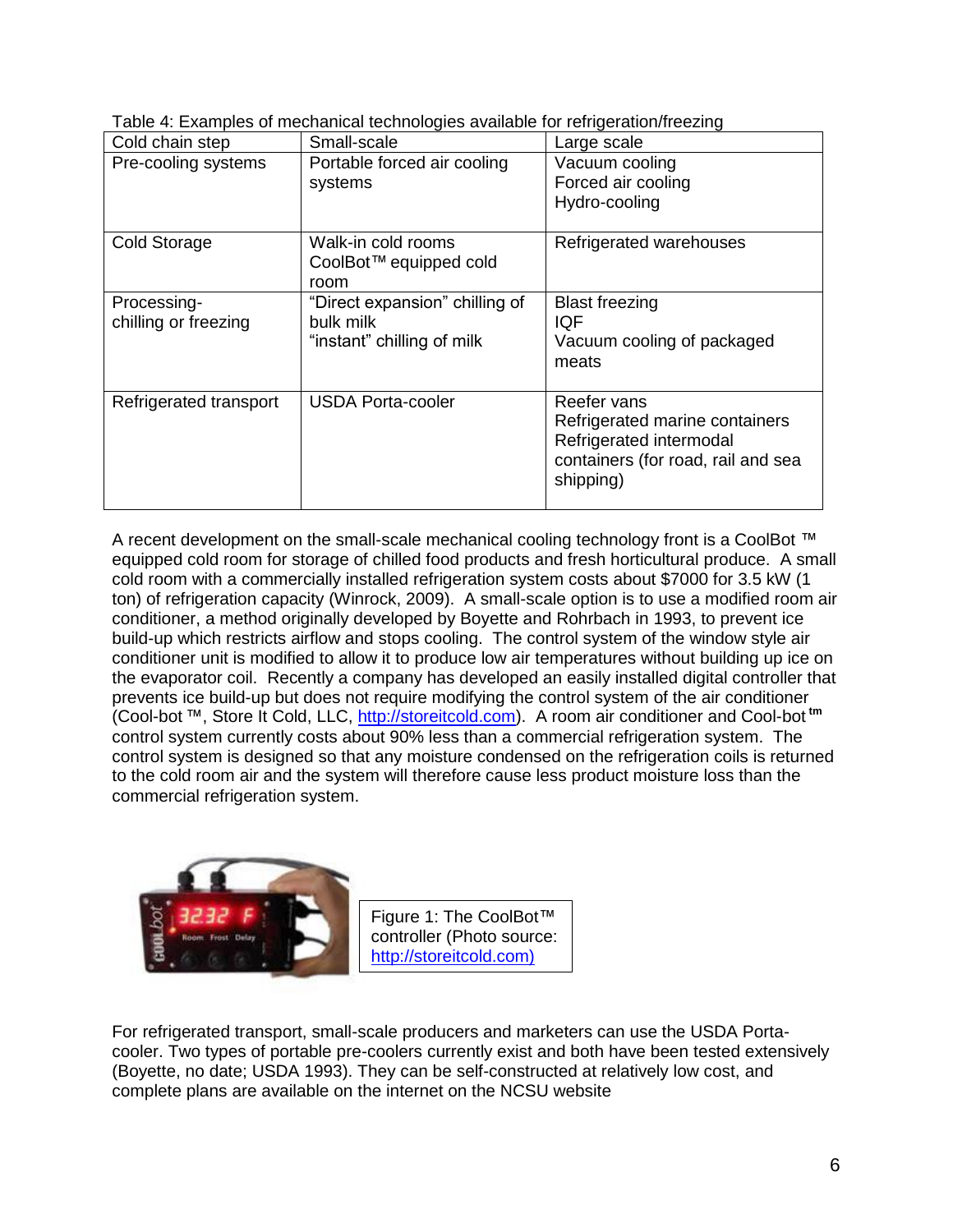Table 4: Examples of mechanical technologies available for refrigeration/freezing

| Cold chain step | Small-scale | Large scale |
| --- | --- | --- |
| Pre-cooling systems | Portable forced air cooling systems | Vacuum cooling<br>Forced air cooling<br>Hydro-cooling |
| Cold Storage | Walk-in cold rooms<br>CoolBot™ equipped cold room | Refrigerated warehouses |
| Processing- chilling or freezing | "Direct expansion" chilling of bulk milk<br>"instant" chilling of milk | Blast freezing<br>IQF<br>Vacuum cooling of packaged meats |
| Refrigerated transport | USDA Porta-cooler | Reefer vans<br>Refrigerated marine containers<br>Refrigerated intermodal containers (for road, rail and sea shipping) |

A recent development on the small-scale mechanical cooling technology front is a CoolBot ™ equipped cold room for storage of chilled food products and fresh horticultural produce. A small cold room with a commercially installed refrigeration system costs about $7000 for 3.5 kW (1 ton) of refrigeration capacity (Winrock, 2009). A small-scale option is to use a modified room air conditioner, a method originally developed by Boyette and Rohrbach in 1993, to prevent ice build-up which restricts airflow and stops cooling. The control system of the window style air conditioner unit is modified to allow it to produce low air temperatures without building up ice on the evaporator coil. Recently a company has developed an easily installed digital controller that prevents ice build-up but does not require modifying the control system of the air conditioner (Cool-bot ™, Store It Cold, LLC, http://storeitcold.com). A room air conditioner and Cool-bot ™ control system currently costs about 90% less than a commercial refrigeration system. The control system is designed so that any moisture condensed on the refrigeration coils is returned to the cold room air and the system will therefore cause less product moisture loss than the commercial refrigeration system.

Figure 1: The CoolBot™ controller (Photo source: http://storeitcold.com)

For refrigerated transport, small-scale producers and marketers can use the USDA Porta-cooler. Two types of portable pre-coolers currently exist and both have been tested extensively (Boyette, no date; USDA 1993). They can be self-constructed at relatively low cost, and complete plans are available on the internet on the NCSU website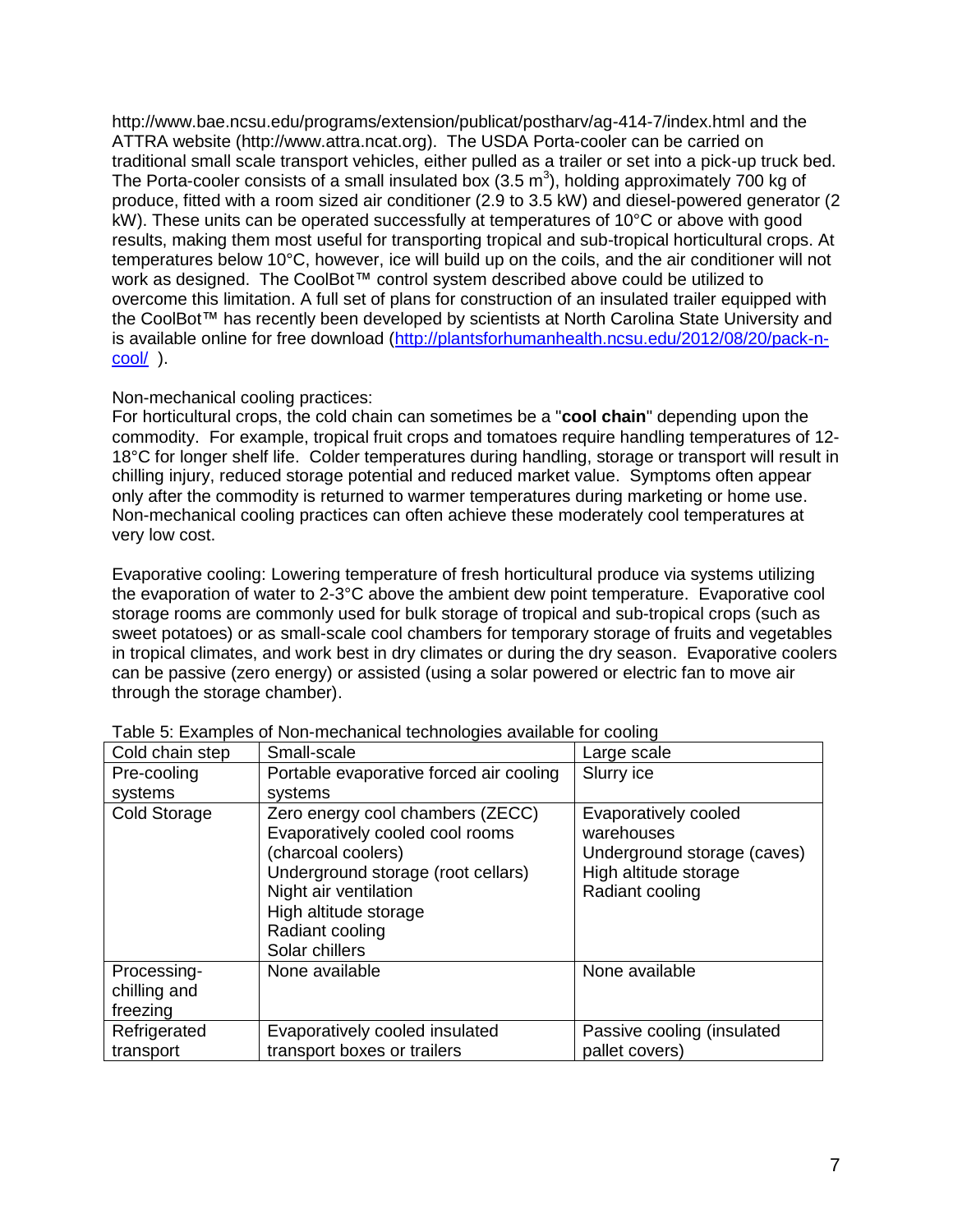http://www.bae.ncsu.edu/programs/extension/publicat/postharv/ag-414-7/index.html and the ATTRA website (http://www.attra.ncat.org). The USDA Porta-cooler can be carried on traditional small scale transport vehicles, either pulled as a trailer or set into a pick-up truck bed. The Porta-cooler consists of a small insulated box (3.5 $m^3$), holding approximately 700 kg of produce, fitted with a room sized air conditioner (2.9 to 3.5 kW) and diesel-powered generator (2 kW). These units can be operated successfully at temperatures of 10°C or above with good results, making them most useful for transporting tropical and sub-tropical horticultural crops. At temperatures below 10°C, however, ice will build up on the coils, and the air conditioner will not work as designed. The CoolBot™ control system described above could be utilized to overcome this limitation. A full set of plans for construction of an insulated trailer equipped with the CoolBot™ has recently been developed by scientists at North Carolina State University and is available online for free download (http://plantsforhumanhealth.ncsu.edu/2012/08/20/pack-n-cool/ ).

Non-mechanical cooling practices:
For horticultural crops, the cold chain can sometimes be a "**cool chain**" depending upon the commodity. For example, tropical fruit crops and tomatoes require handling temperatures of 12-18°C for longer shelf life. Colder temperatures during handling, storage or transport will result in chilling injury, reduced storage potential and reduced market value. Symptoms often appear only after the commodity is returned to warmer temperatures during marketing or home use. Non-mechanical cooling practices can often achieve these moderately cool temperatures at very low cost.

Evaporative cooling: Lowering temperature of fresh horticultural produce via systems utilizing the evaporation of water to 2-3°C above the ambient dew point temperature. Evaporative cool storage rooms are commonly used for bulk storage of tropical and sub-tropical crops (such as sweet potatoes) or as small-scale cool chambers for temporary storage of fruits and vegetables in tropical climates, and work best in dry climates or during the dry season. Evaporative coolers can be passive (zero energy) or assisted (using a solar powered or electric fan to move air through the storage chamber).

Table 5: Examples of Non-mechanical technologies available for cooling

| Cold chain step | Small-scale | Large scale |
|---|---|---|
| Pre-cooling systems | Portable evaporative forced air cooling systems | Slurry ice |
| Cold Storage | Zero energy cool chambers (ZECC)<br>Evaporatively cooled cool rooms (charcoal coolers)<br>Underground storage (root cellars)<br>Night air ventilation<br>High altitude storage<br>Radiant cooling<br>Solar chillers | Evaporatively cooled warehouses<br>Underground storage (caves)<br>High altitude storage<br>Radiant cooling |
| Processing- chilling and freezing | None available | None available |
| Refrigerated transport | Evaporatively cooled insulated transport boxes or trailers | Passive cooling (insulated pallet covers) |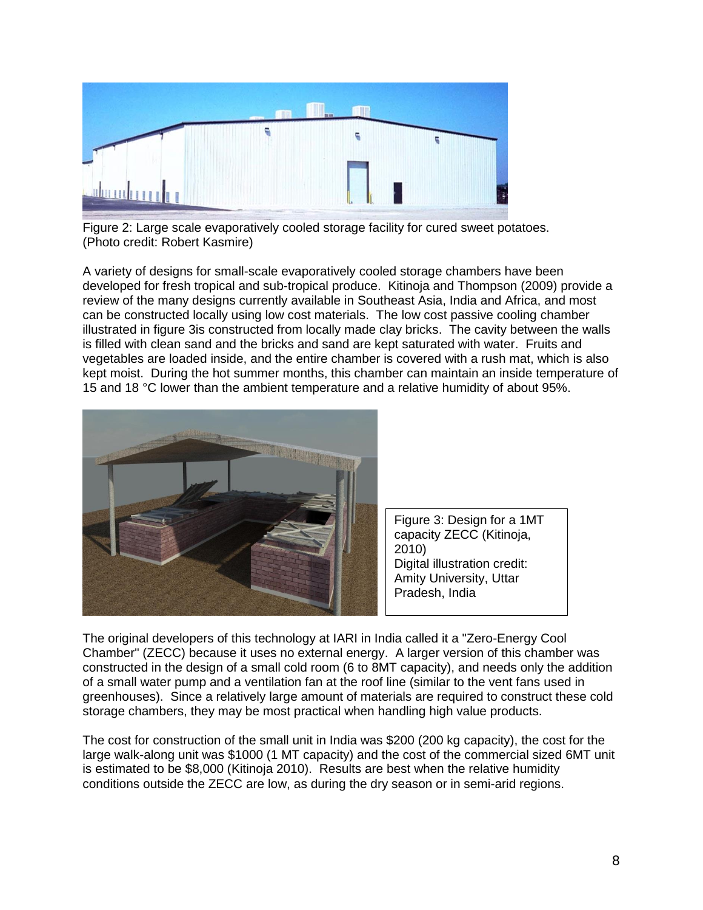Figure 2: Large scale evaporatively cooled storage facility for cured sweet potatoes. (Photo credit: Robert Kasmire)

A variety of designs for small-scale evaporatively cooled storage chambers have been developed for fresh tropical and sub-tropical produce. Kitinoja and Thompson (2009) provide a review of the many designs currently available in Southeast Asia, India and Africa, and most can be constructed locally using low cost materials. The low cost passive cooling chamber illustrated in figure 3is constructed from locally made clay bricks. The cavity between the walls is filled with clean sand and the bricks and sand are kept saturated with water. Fruits and vegetables are loaded inside, and the entire chamber is covered with a rush mat, which is also kept moist. During the hot summer months, this chamber can maintain an inside temperature of 15 and 18 °C lower than the ambient temperature and a relative humidity of about 95%.

Figure 3: Design for a 1MT capacity ZECC (Kitinoja, 2010) Digital illustration credit: Amity University, Uttar Pradesh, India

The original developers of this technology at IARI in India called it a "Zero-Energy Cool Chamber" (ZECC) because it uses no external energy. A larger version of this chamber was constructed in the design of a small cold room (6 to 8MT capacity), and needs only the addition of a small water pump and a ventilation fan at the roof line (similar to the vent fans used in greenhouses). Since a relatively large amount of materials are required to construct these cold storage chambers, they may be most practical when handling high value products.

The cost for construction of the small unit in India was $200 (200 kg capacity), the cost for the large walk-along unit was $1000 (1 MT capacity) and the cost of the commercial sized 6MT unit is estimated to be $8,000 (Kitinoja 2010). Results are best when the relative humidity conditions outside the ZECC are low, as during the dry season or in semi-arid regions.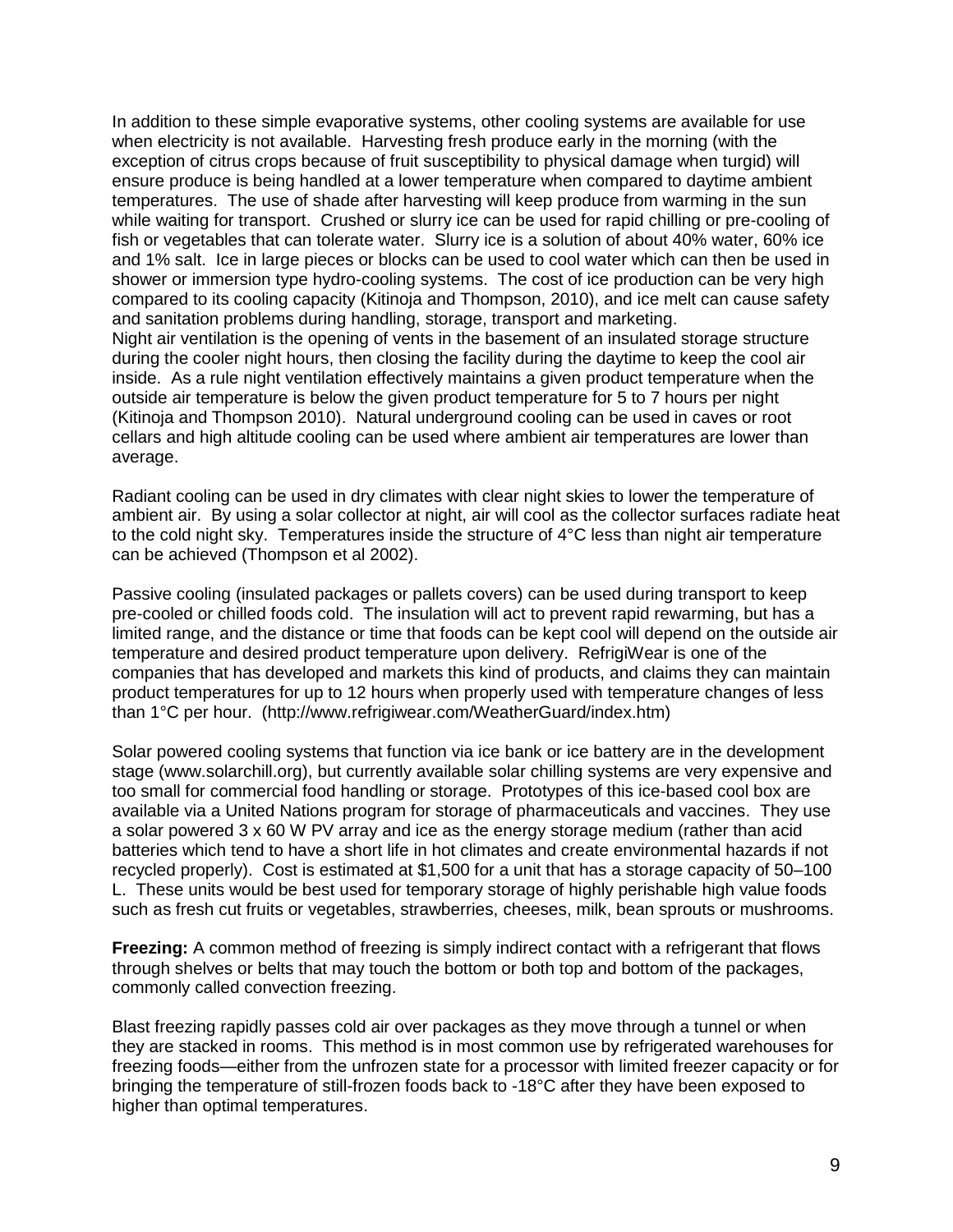In addition to these simple evaporative systems, other cooling systems are available for use when electricity is not available. Harvesting fresh produce early in the morning (with the exception of citrus crops because of fruit susceptibility to physical damage when turgid) will ensure produce is being handled at a lower temperature when compared to daytime ambient temperatures. The use of shade after harvesting will keep produce from warming in the sun while waiting for transport. Crushed or slurry ice can be used for rapid chilling or pre-cooling of fish or vegetables that can tolerate water. Slurry ice is a solution of about 40% water, 60% ice and 1% salt. Ice in large pieces or blocks can be used to cool water which can then be used in shower or immersion type hydro-cooling systems. The cost of ice production can be very high compared to its cooling capacity (Kitinoja and Thompson, 2010), and ice melt can cause safety and sanitation problems during handling, storage, transport and marketing.
Night air ventilation is the opening of vents in the basement of an insulated storage structure during the cooler night hours, then closing the facility during the daytime to keep the cool air inside. As a rule night ventilation effectively maintains a given product temperature when the outside air temperature is below the given product temperature for 5 to 7 hours per night (Kitinoja and Thompson 2010). Natural underground cooling can be used in caves or root cellars and high altitude cooling can be used where ambient air temperatures are lower than average.

Radiant cooling can be used in dry climates with clear night skies to lower the temperature of ambient air. By using a solar collector at night, air will cool as the collector surfaces radiate heat to the cold night sky. Temperatures inside the structure of 4°C less than night air temperature can be achieved (Thompson et al 2002).

Passive cooling (insulated packages or pallets covers) can be used during transport to keep pre-cooled or chilled foods cold. The insulation will act to prevent rapid rewarming, but has a limited range, and the distance or time that foods can be kept cool will depend on the outside air temperature and desired product temperature upon delivery. RefrigiWear is one of the companies that has developed and markets this kind of products, and claims they can maintain product temperatures for up to 12 hours when properly used with temperature changes of less than 1°C per hour. (http://www.refrigiwear.com/WeatherGuard/index.htm)

Solar powered cooling systems that function via ice bank or ice battery are in the development stage (www.solarchill.org), but currently available solar chilling systems are very expensive and too small for commercial food handling or storage. Prototypes of this ice-based cool box are available via a United Nations program for storage of pharmaceuticals and vaccines. They use a solar powered 3 x 60 W PV array and ice as the energy storage medium (rather than acid batteries which tend to have a short life in hot climates and create environmental hazards if not recycled properly). Cost is estimated at $1,500 for a unit that has a storage capacity of 50–100 L. These units would be best used for temporary storage of highly perishable high value foods such as fresh cut fruits or vegetables, strawberries, cheeses, milk, bean sprouts or mushrooms.

**Freezing:** A common method of freezing is simply indirect contact with a refrigerant that flows through shelves or belts that may touch the bottom or both top and bottom of the packages, commonly called convection freezing.

Blast freezing rapidly passes cold air over packages as they move through a tunnel or when they are stacked in rooms. This method is in most common use by refrigerated warehouses for freezing foods—either from the unfrozen state for a processor with limited freezer capacity or for bringing the temperature of still-frozen foods back to -18°C after they have been exposed to higher than optimal temperatures.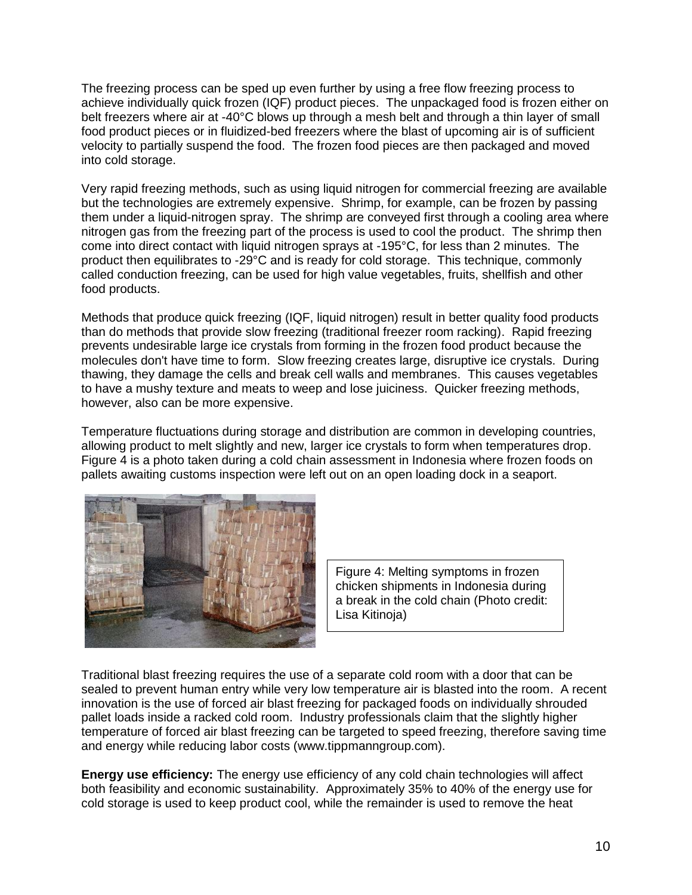The freezing process can be sped up even further by using a free flow freezing process to achieve individually quick frozen (IQF) product pieces. The unpackaged food is frozen either on belt freezers where air at -40°C blows up through a mesh belt and through a thin layer of small food product pieces or in fluidized-bed freezers where the blast of upcoming air is of sufficient velocity to partially suspend the food. The frozen food pieces are then packaged and moved into cold storage.

Very rapid freezing methods, such as using liquid nitrogen for commercial freezing are available but the technologies are extremely expensive. Shrimp, for example, can be frozen by passing them under a liquid-nitrogen spray. The shrimp are conveyed first through a cooling area where nitrogen gas from the freezing part of the process is used to cool the product. The shrimp then come into direct contact with liquid nitrogen sprays at -195°C, for less than 2 minutes. The product then equilibrates to -29°C and is ready for cold storage. This technique, commonly called conduction freezing, can be used for high value vegetables, fruits, shellfish and other food products.

Methods that produce quick freezing (IQF, liquid nitrogen) result in better quality food products than do methods that provide slow freezing (traditional freezer room racking). Rapid freezing prevents undesirable large ice crystals from forming in the frozen food product because the molecules don't have time to form. Slow freezing creates large, disruptive ice crystals. During thawing, they damage the cells and break cell walls and membranes. This causes vegetables to have a mushy texture and meats to weep and lose juiciness. Quicker freezing methods, however, also can be more expensive.

Temperature fluctuations during storage and distribution are common in developing countries, allowing product to melt slightly and new, larger ice crystals to form when temperatures drop. Figure 4 is a photo taken during a cold chain assessment in Indonesia where frozen foods on pallets awaiting customs inspection were left out on an open loading dock in a seaport.

Figure 4: Melting symptoms in frozen chicken shipments in Indonesia during a break in the cold chain (Photo credit: Lisa Kitinoja)

Traditional blast freezing requires the use of a separate cold room with a door that can be sealed to prevent human entry while very low temperature air is blasted into the room. A recent innovation is the use of forced air blast freezing for packaged foods on individually shrouded pallet loads inside a racked cold room. Industry professionals claim that the slightly higher temperature of forced air blast freezing can be targeted to speed freezing, therefore saving time and energy while reducing labor costs (www.tippmanngroup.com).

**Energy use efficiency:** The energy use efficiency of any cold chain technologies will affect both feasibility and economic sustainability. Approximately 35% to 40% of the energy use for cold storage is used to keep product cool, while the remainder is used to remove the heat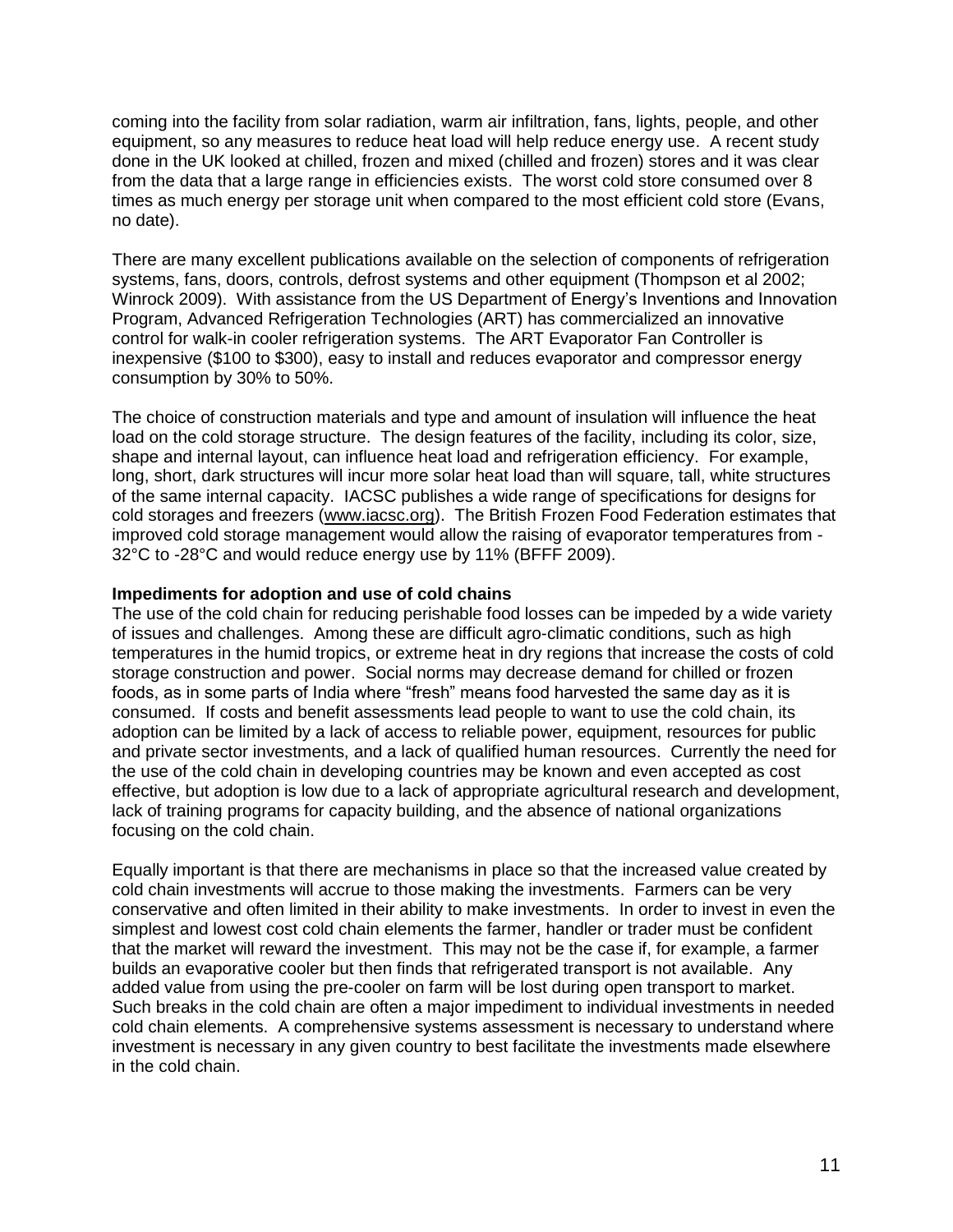coming into the facility from solar radiation, warm air infiltration, fans, lights, people, and other equipment, so any measures to reduce heat load will help reduce energy use. A recent study done in the UK looked at chilled, frozen and mixed (chilled and frozen) stores and it was clear from the data that a large range in efficiencies exists. The worst cold store consumed over 8 times as much energy per storage unit when compared to the most efficient cold store (Evans, no date).

There are many excellent publications available on the selection of components of refrigeration systems, fans, doors, controls, defrost systems and other equipment (Thompson et al 2002; Winrock 2009). With assistance from the US Department of Energy's Inventions and Innovation Program, Advanced Refrigeration Technologies (ART) has commercialized an innovative control for walk-in cooler refrigeration systems. The ART Evaporator Fan Controller is inexpensive ($100 to $300), easy to install and reduces evaporator and compressor energy consumption by 30% to 50%.

The choice of construction materials and type and amount of insulation will influence the heat load on the cold storage structure. The design features of the facility, including its color, size, shape and internal layout, can influence heat load and refrigeration efficiency. For example, long, short, dark structures will incur more solar heat load than will square, tall, white structures of the same internal capacity. IACSC publishes a wide range of specifications for designs for cold storages and freezers (www.iacsc.org). The British Frozen Food Federation estimates that improved cold storage management would allow the raising of evaporator temperatures from -32°C to -28°C and would reduce energy use by 11% (BFFF 2009).

**Impediments for adoption and use of cold chains**

The use of the cold chain for reducing perishable food losses can be impeded by a wide variety of issues and challenges. Among these are difficult agro-climatic conditions, such as high temperatures in the humid tropics, or extreme heat in dry regions that increase the costs of cold storage construction and power. Social norms may decrease demand for chilled or frozen foods, as in some parts of India where "fresh" means food harvested the same day as it is consumed. If costs and benefit assessments lead people to want to use the cold chain, its adoption can be limited by a lack of access to reliable power, equipment, resources for public and private sector investments, and a lack of qualified human resources. Currently the need for the use of the cold chain in developing countries may be known and even accepted as cost effective, but adoption is low due to a lack of appropriate agricultural research and development, lack of training programs for capacity building, and the absence of national organizations focusing on the cold chain.

Equally important is that there are mechanisms in place so that the increased value created by cold chain investments will accrue to those making the investments. Farmers can be very conservative and often limited in their ability to make investments. In order to invest in even the simplest and lowest cost cold chain elements the farmer, handler or trader must be confident that the market will reward the investment. This may not be the case if, for example, a farmer builds an evaporative cooler but then finds that refrigerated transport is not available. Any added value from using the pre-cooler on farm will be lost during open transport to market. Such breaks in the cold chain are often a major impediment to individual investments in needed cold chain elements. A comprehensive systems assessment is necessary to understand where investment is necessary in any given country to best facilitate the investments made elsewhere in the cold chain.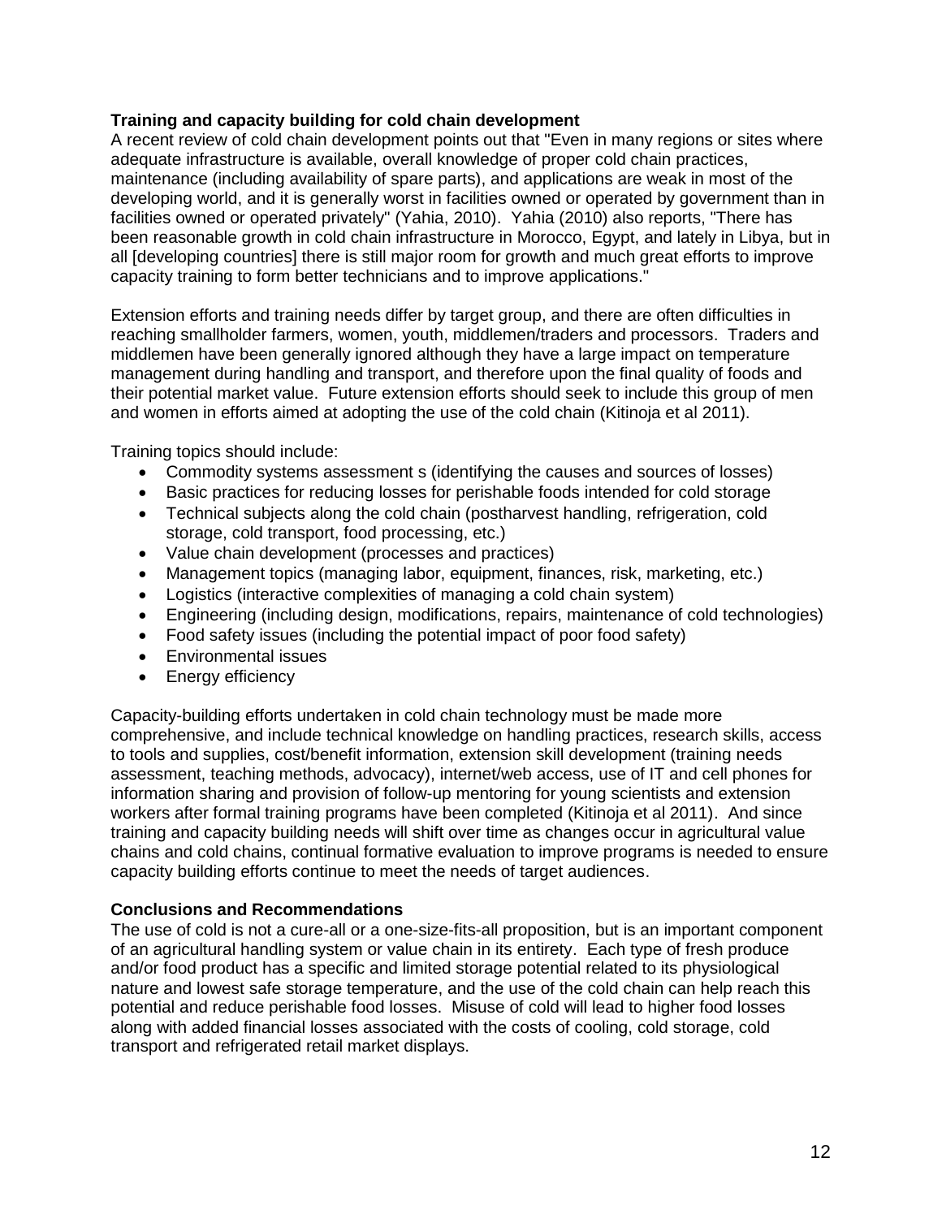**Training and capacity building for cold chain development**

A recent review of cold chain development points out that "Even in many regions or sites where adequate infrastructure is available, overall knowledge of proper cold chain practices, maintenance (including availability of spare parts), and applications are weak in most of the developing world, and it is generally worst in facilities owned or operated by government than in facilities owned or operated privately" (Yahia, 2010). Yahia (2010) also reports, "There has been reasonable growth in cold chain infrastructure in Morocco, Egypt, and lately in Libya, but in all [developing countries] there is still major room for growth and much great efforts to improve capacity training to form better technicians and to improve applications."

Extension efforts and training needs differ by target group, and there are often difficulties in reaching smallholder farmers, women, youth, middlemen/traders and processors. Traders and middlemen have been generally ignored although they have a large impact on temperature management during handling and transport, and therefore upon the final quality of foods and their potential market value. Future extension efforts should seek to include this group of men and women in efforts aimed at adopting the use of the cold chain (Kitinoja et al 2011).

Training topics should include:

- Commodity systems assessment s (identifying the causes and sources of losses)
- Basic practices for reducing losses for perishable foods intended for cold storage
- Technical subjects along the cold chain (postharvest handling, refrigeration, cold storage, cold transport, food processing, etc.)
- Value chain development (processes and practices)
- Management topics (managing labor, equipment, finances, risk, marketing, etc.)
- Logistics (interactive complexities of managing a cold chain system)
- Engineering (including design, modifications, repairs, maintenance of cold technologies)
- Food safety issues (including the potential impact of poor food safety)
- Environmental issues
- Energy efficiency

Capacity-building efforts undertaken in cold chain technology must be made more comprehensive, and include technical knowledge on handling practices, research skills, access to tools and supplies, cost/benefit information, extension skill development (training needs assessment, teaching methods, advocacy), internet/web access, use of IT and cell phones for information sharing and provision of follow-up mentoring for young scientists and extension workers after formal training programs have been completed (Kitinoja et al 2011). And since training and capacity building needs will shift over time as changes occur in agricultural value chains and cold chains, continual formative evaluation to improve programs is needed to ensure capacity building efforts continue to meet the needs of target audiences.

**Conclusions and Recommendations**

The use of cold is not a cure-all or a one-size-fits-all proposition, but is an important component of an agricultural handling system or value chain in its entirety. Each type of fresh produce and/or food product has a specific and limited storage potential related to its physiological nature and lowest safe storage temperature, and the use of the cold chain can help reach this potential and reduce perishable food losses. Misuse of cold will lead to higher food losses along with added financial losses associated with the costs of cooling, cold storage, cold transport and refrigerated retail market displays.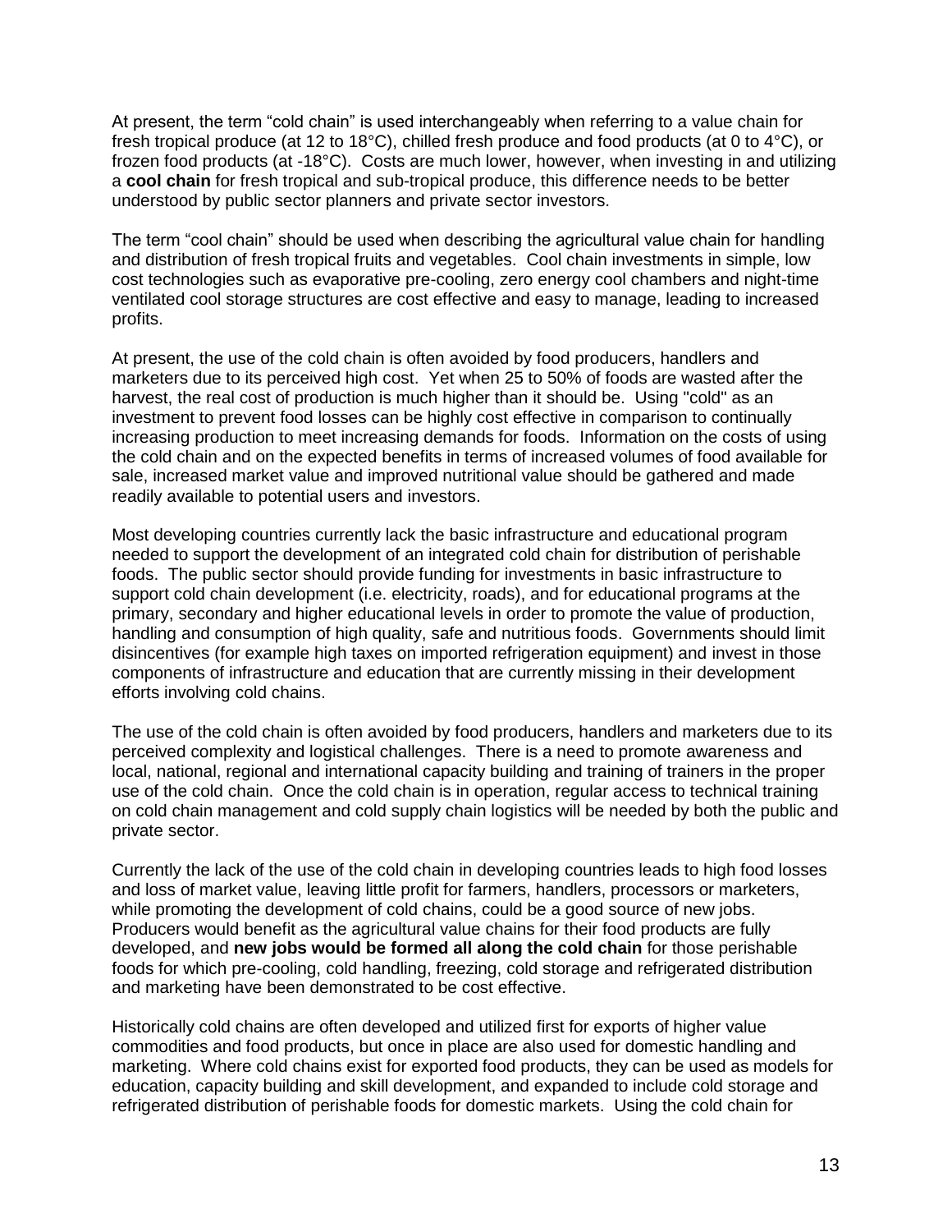At present, the term "cold chain" is used interchangeably when referring to a value chain for fresh tropical produce (at 12 to 18°C), chilled fresh produce and food products (at 0 to 4°C), or frozen food products (at -18°C). Costs are much lower, however, when investing in and utilizing a **cool chain** for fresh tropical and sub-tropical produce, this difference needs to be better understood by public sector planners and private sector investors.

The term "cool chain" should be used when describing the agricultural value chain for handling and distribution of fresh tropical fruits and vegetables. Cool chain investments in simple, low cost technologies such as evaporative pre-cooling, zero energy cool chambers and night-time ventilated cool storage structures are cost effective and easy to manage, leading to increased profits.

At present, the use of the cold chain is often avoided by food producers, handlers and marketers due to its perceived high cost. Yet when 25 to 50% of foods are wasted after the harvest, the real cost of production is much higher than it should be. Using "cold" as an investment to prevent food losses can be highly cost effective in comparison to continually increasing production to meet increasing demands for foods. Information on the costs of using the cold chain and on the expected benefits in terms of increased volumes of food available for sale, increased market value and improved nutritional value should be gathered and made readily available to potential users and investors.

Most developing countries currently lack the basic infrastructure and educational program needed to support the development of an integrated cold chain for distribution of perishable foods. The public sector should provide funding for investments in basic infrastructure to support cold chain development (i.e. electricity, roads), and for educational programs at the primary, secondary and higher educational levels in order to promote the value of production, handling and consumption of high quality, safe and nutritious foods. Governments should limit disincentives (for example high taxes on imported refrigeration equipment) and invest in those components of infrastructure and education that are currently missing in their development efforts involving cold chains.

The use of the cold chain is often avoided by food producers, handlers and marketers due to its perceived complexity and logistical challenges. There is a need to promote awareness and local, national, regional and international capacity building and training of trainers in the proper use of the cold chain. Once the cold chain is in operation, regular access to technical training on cold chain management and cold supply chain logistics will be needed by both the public and private sector.

Currently the lack of the use of the cold chain in developing countries leads to high food losses and loss of market value, leaving little profit for farmers, handlers, processors or marketers, while promoting the development of cold chains, could be a good source of new jobs. Producers would benefit as the agricultural value chains for their food products are fully developed, and **new jobs would be formed all along the cold chain** for those perishable foods for which pre-cooling, cold handling, freezing, cold storage and refrigerated distribution and marketing have been demonstrated to be cost effective.

Historically cold chains are often developed and utilized first for exports of higher value commodities and food products, but once in place are also used for domestic handling and marketing. Where cold chains exist for exported food products, they can be used as models for education, capacity building and skill development, and expanded to include cold storage and refrigerated distribution of perishable foods for domestic markets. Using the cold chain for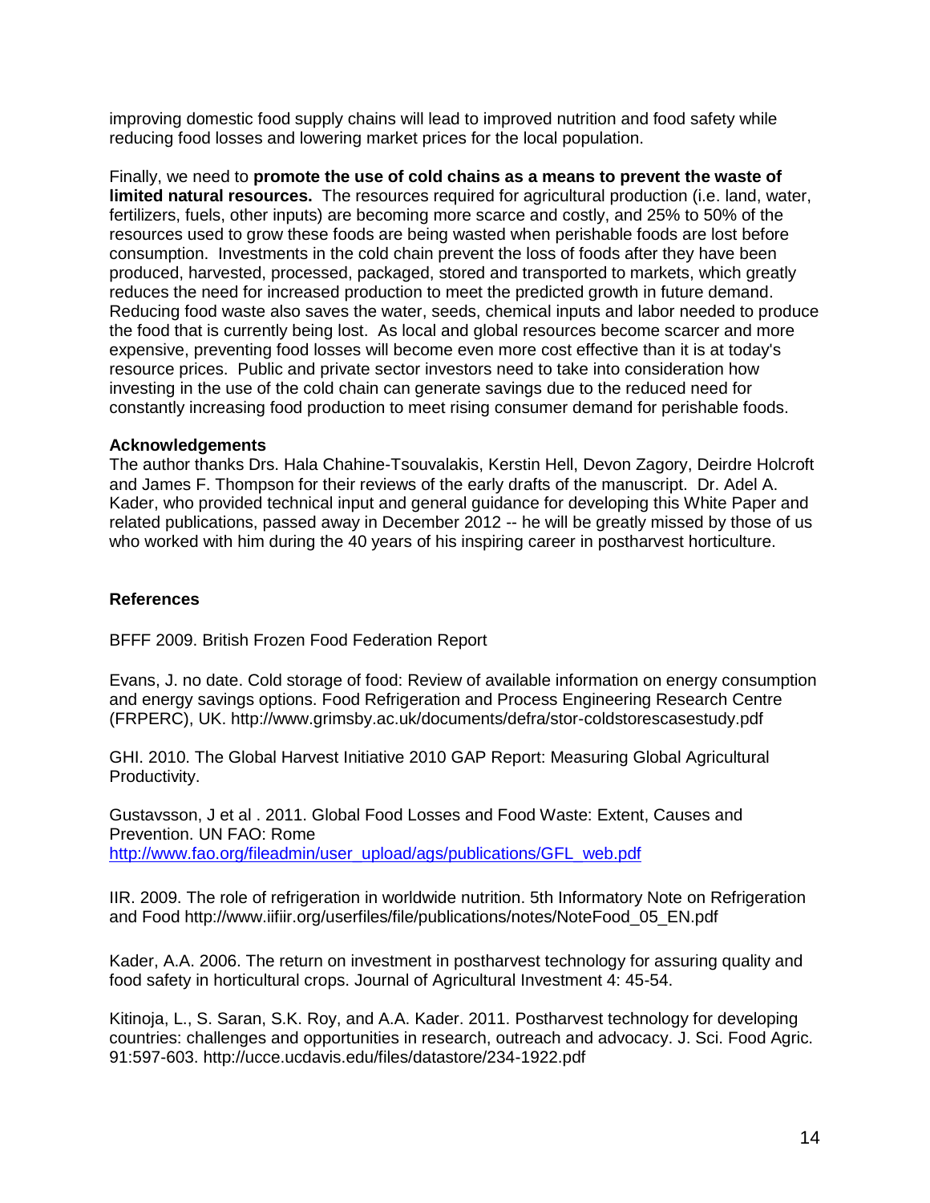improving domestic food supply chains will lead to improved nutrition and food safety while reducing food losses and lowering market prices for the local population.

Finally, we need to **promote the use of cold chains as a means to prevent the waste of limited natural resources.** The resources required for agricultural production (i.e. land, water, fertilizers, fuels, other inputs) are becoming more scarce and costly, and 25% to 50% of the resources used to grow these foods are being wasted when perishable foods are lost before consumption. Investments in the cold chain prevent the loss of foods after they have been produced, harvested, processed, packaged, stored and transported to markets, which greatly reduces the need for increased production to meet the predicted growth in future demand. Reducing food waste also saves the water, seeds, chemical inputs and labor needed to produce the food that is currently being lost. As local and global resources become scarcer and more expensive, preventing food losses will become even more cost effective than it is at today's resource prices. Public and private sector investors need to take into consideration how investing in the use of the cold chain can generate savings due to the reduced need for constantly increasing food production to meet rising consumer demand for perishable foods.

### Acknowledgements

The author thanks Drs. Hala Chahine-Tsouvalakis, Kerstin Hell, Devon Zagory, Deirdre Holcroft and James F. Thompson for their reviews of the early drafts of the manuscript. Dr. Adel A. Kader, who provided technical input and general guidance for developing this White Paper and related publications, passed away in December 2012 -- he will be greatly missed by those of us who worked with him during the 40 years of his inspiring career in postharvest horticulture.

### References

BFFF 2009. British Frozen Food Federation Report

Evans, J. no date. Cold storage of food: Review of available information on energy consumption and energy savings options. Food Refrigeration and Process Engineering Research Centre (FRPERC), UK. http://www.grimsby.ac.uk/documents/defra/stor-coldstorescasestudy.pdf

GHI. 2010. The Global Harvest Initiative 2010 GAP Report: Measuring Global Agricultural Productivity.

Gustavsson, J et al . 2011. Global Food Losses and Food Waste: Extent, Causes and Prevention. UN FAO: Rome
http://www.fao.org/fileadmin/user_upload/ags/publications/GFL_web.pdf

IIR. 2009. The role of refrigeration in worldwide nutrition. 5th Informatory Note on Refrigeration and Food http://www.iifiir.org/userfiles/file/publications/notes/NoteFood_05_EN.pdf

Kader, A.A. 2006. The return on investment in postharvest technology for assuring quality and food safety in horticultural crops. Journal of Agricultural Investment 4: 45-54.

Kitinoja, L., S. Saran, S.K. Roy, and A.A. Kader. 2011. Postharvest technology for developing countries: challenges and opportunities in research, outreach and advocacy. J. Sci. Food Agric. 91:597-603. http://ucce.ucdavis.edu/files/datastore/234-1922.pdf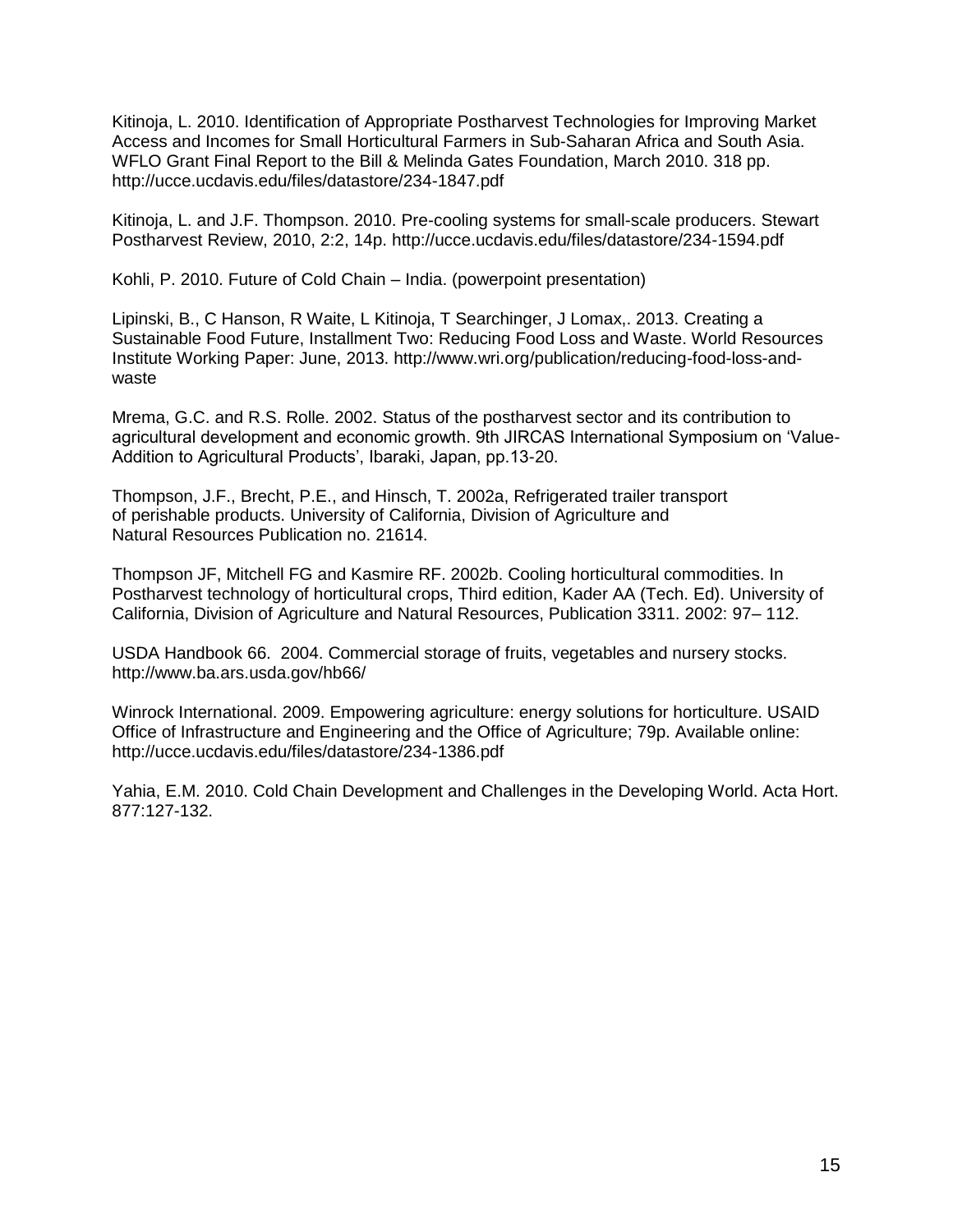Kitinoja, L. 2010. Identification of Appropriate Postharvest Technologies for Improving Market Access and Incomes for Small Horticultural Farmers in Sub-Saharan Africa and South Asia. WFLO Grant Final Report to the Bill & Melinda Gates Foundation, March 2010. 318 pp. http://ucce.ucdavis.edu/files/datastore/234-1847.pdf

Kitinoja, L. and J.F. Thompson. 2010. Pre-cooling systems for small-scale producers. Stewart Postharvest Review, 2010, 2:2, 14p. http://ucce.ucdavis.edu/files/datastore/234-1594.pdf

Kohli, P. 2010. Future of Cold Chain – India. (powerpoint presentation)

Lipinski, B., C Hanson, R Waite, L Kitinoja, T Searchinger, J Lomax,. 2013. Creating a Sustainable Food Future, Installment Two: Reducing Food Loss and Waste. World Resources Institute Working Paper: June, 2013. http://www.wri.org/publication/reducing-food-loss-and-waste

Mrema, G.C. and R.S. Rolle. 2002. Status of the postharvest sector and its contribution to agricultural development and economic growth. 9th JIRCAS International Symposium on 'Value-Addition to Agricultural Products', Ibaraki, Japan, pp.13-20.

Thompson, J.F., Brecht, P.E., and Hinsch, T. 2002a, Refrigerated trailer transport of perishable products. University of California, Division of Agriculture and Natural Resources Publication no. 21614.

Thompson JF, Mitchell FG and Kasmire RF. 2002b. Cooling horticultural commodities. In Postharvest technology of horticultural crops, Third edition, Kader AA (Tech. Ed). University of California, Division of Agriculture and Natural Resources, Publication 3311. 2002: 97– 112.

USDA Handbook 66. 2004. Commercial storage of fruits, vegetables and nursery stocks. http://www.ba.ars.usda.gov/hb66/

Winrock International. 2009. Empowering agriculture: energy solutions for horticulture. USAID Office of Infrastructure and Engineering and the Office of Agriculture; 79p. Available online: http://ucce.ucdavis.edu/files/datastore/234-1386.pdf

Yahia, E.M. 2010. Cold Chain Development and Challenges in the Developing World. Acta Hort. 877:127-132.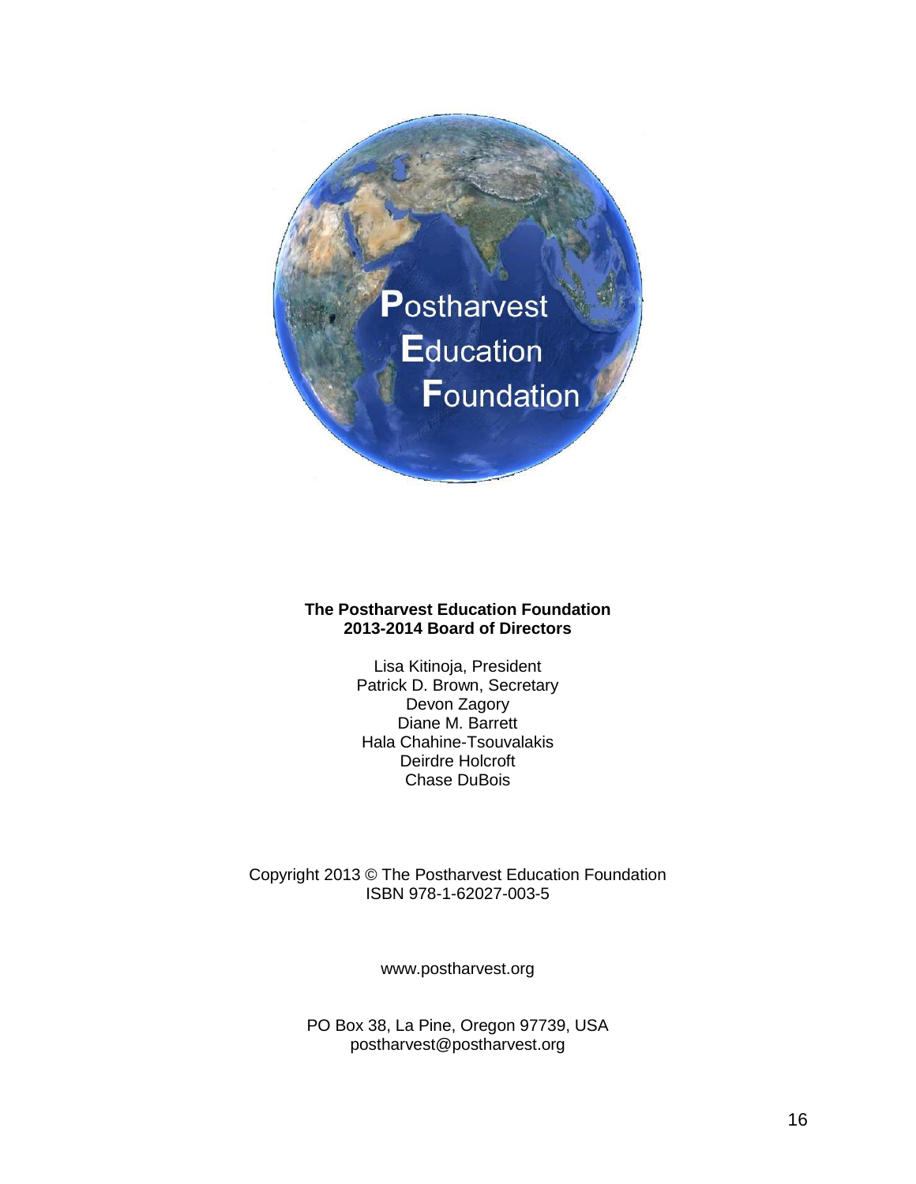Postharvest
Education
Foundation

**The Postharvest Education Foundation**
**2013-2014 Board of Directors**

Lisa Kitinoja, President
Patrick D. Brown, Secretary
Devon Zagory
Diane M. Barrett
Hala Chahine-Tsouvalakis
Deirdre Holcroft
Chase DuBois

Copyright 2013 © The Postharvest Education Foundation
ISBN 978-1-62027-003-5

www.postharvest.org

PO Box 38, La Pine, Oregon 97739, USA
postharvest@postharvest.org